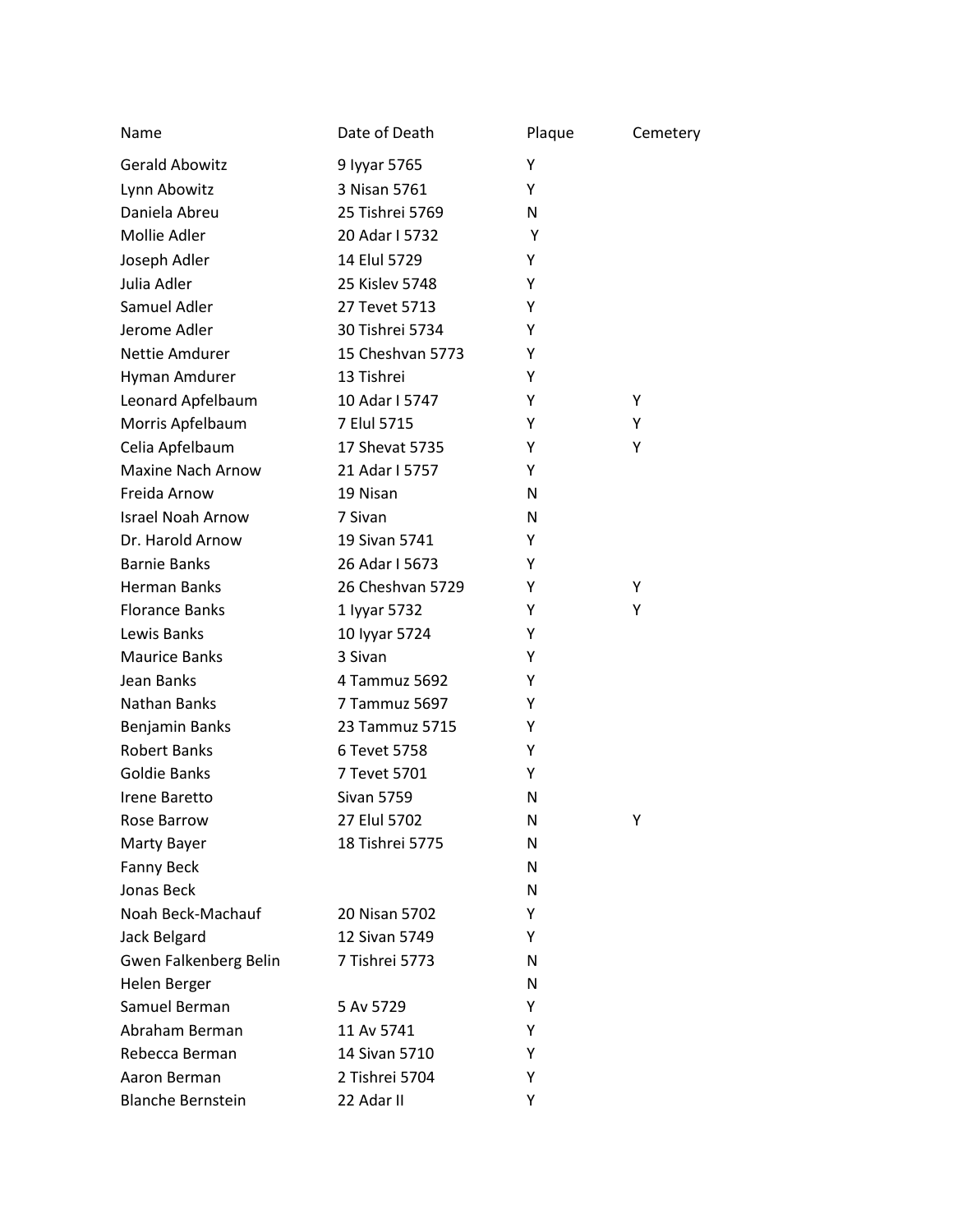| Name | Date of Death | Plaque | Cemetery |
|---|---|---|---|
| Gerald Abowitz | 9 Iyyar 5765 | Y | |
| Lynn Abowitz | 3 Nisan 5761 | Y | |
| Daniela Abreu | 25 Tishrei 5769 | N | |
| Mollie Adler | 20 Adar I 5732 | Y | |
| Joseph Adler | 14 Elul 5729 | Y | |
| Julia Adler | 25 Kislev 5748 | Y | |
| Samuel Adler | 27 Tevet 5713 | Y | |
| Jerome Adler | 30 Tishrei 5734 | Y | |
| Nettie Amdurer | 15 Cheshvan 5773 | Y | |
| Hyman Amdurer | 13 Tishrei | Y | |
| Leonard Apfelbaum | 10 Adar I 5747 | Y | Y |
| Morris Apfelbaum | 7 Elul 5715 | Y | Y |
| Celia Apfelbaum | 17 Shevat 5735 | Y | Y |
| Maxine Nach Arnow | 21 Adar I 5757 | Y | |
| Freida Arnow | 19 Nisan | N | |
| Israel Noah Arnow | 7 Sivan | N | |
| Dr. Harold Arnow | 19 Sivan 5741 | Y | |
| Barnie Banks | 26 Adar I 5673 | Y | |
| Herman Banks | 26 Cheshvan 5729 | Y | Y |
| Florance Banks | 1 Iyyar 5732 | Y | Y |
| Lewis Banks | 10 Iyyar 5724 | Y | |
| Maurice Banks | 3 Sivan | Y | |
| Jean Banks | 4 Tammuz 5692 | Y | |
| Nathan Banks | 7 Tammuz 5697 | Y | |
| Benjamin Banks | 23 Tammuz 5715 | Y | |
| Robert Banks | 6 Tevet 5758 | Y | |
| Goldie Banks | 7 Tevet 5701 | Y | |
| Irene Baretto | Sivan 5759 | N | |
| Rose Barrow | 27 Elul 5702 | N | Y |
| Marty Bayer | 18 Tishrei 5775 | N | |
| Fanny Beck | | N | |
| Jonas Beck | | N | |
| Noah Beck-Machauf | 20 Nisan 5702 | Y | |
| Jack Belgard | 12 Sivan 5749 | Y | |
| Gwen Falkenberg Belin | 7 Tishrei 5773 | N | |
| Helen Berger | | N | |
| Samuel Berman | 5 Av 5729 | Y | |
| Abraham Berman | 11 Av 5741 | Y | |
| Rebecca Berman | 14 Sivan 5710 | Y | |
| Aaron Berman | 2 Tishrei 5704 | Y | |
| Blanche Bernstein | 22 Adar II | Y | |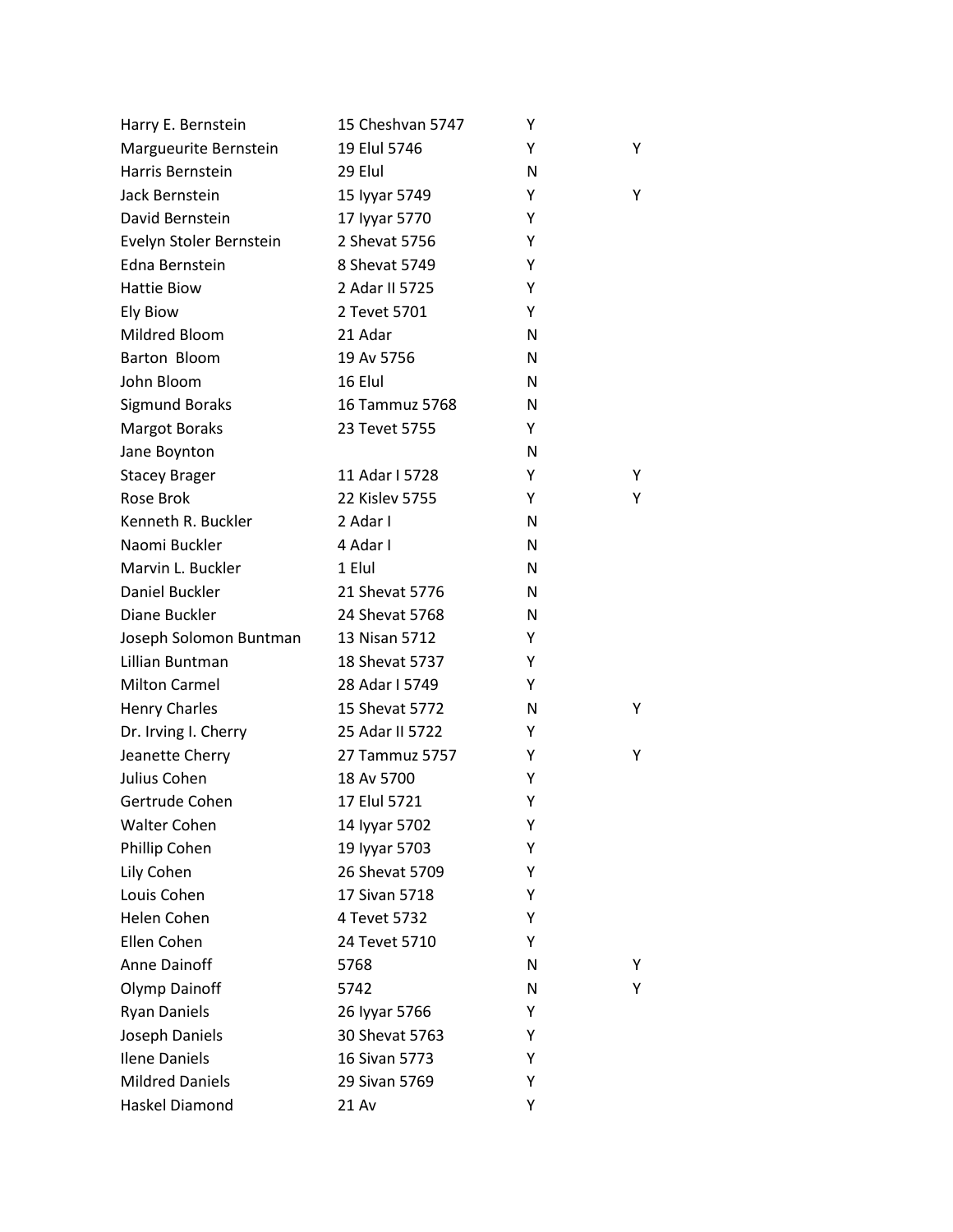| | | | |
|---|---|---|---|
| Harry E. Bernstein | 15 Cheshvan 5747 | Y | |
| Margueurite Bernstein | 19 Elul 5746 | Y | Y |
| Harris Bernstein | 29 Elul | N | |
| Jack Bernstein | 15 Iyyar 5749 | Y | Y |
| David Bernstein | 17 Iyyar 5770 | Y | |
| Evelyn Stoler Bernstein | 2 Shevat 5756 | Y | |
| Edna Bernstein | 8 Shevat 5749 | Y | |
| Hattie Biow | 2 Adar II 5725 | Y | |
| Ely Biow | 2 Tevet 5701 | Y | |
| Mildred Bloom | 21 Adar | N | |
| Barton  Bloom | 19 Av 5756 | N | |
| John Bloom | 16 Elul | N | |
| Sigmund Boraks | 16 Tammuz 5768 | N | |
| Margot Boraks | 23 Tevet 5755 | Y | |
| Jane Boynton | | N | |
| Stacey Brager | 11 Adar I 5728 | Y | Y |
| Rose Brok | 22 Kislev 5755 | Y | Y |
| Kenneth R. Buckler | 2 Adar I | N | |
| Naomi Buckler | 4 Adar I | N | |
| Marvin L. Buckler | 1 Elul | N | |
| Daniel Buckler | 21 Shevat 5776 | N | |
| Diane Buckler | 24 Shevat 5768 | N | |
| Joseph Solomon Buntman | 13 Nisan 5712 | Y | |
| Lillian Buntman | 18 Shevat 5737 | Y | |
| Milton Carmel | 28 Adar I 5749 | Y | |
| Henry Charles | 15 Shevat 5772 | N | Y |
| Dr. Irving I. Cherry | 25 Adar II 5722 | Y | |
| Jeanette Cherry | 27 Tammuz 5757 | Y | Y |
| Julius Cohen | 18 Av 5700 | Y | |
| Gertrude Cohen | 17 Elul 5721 | Y | |
| Walter Cohen | 14 Iyyar 5702 | Y | |
| Phillip Cohen | 19 Iyyar 5703 | Y | |
| Lily Cohen | 26 Shevat 5709 | Y | |
| Louis Cohen | 17 Sivan 5718 | Y | |
| Helen Cohen | 4 Tevet 5732 | Y | |
| Ellen Cohen | 24 Tevet 5710 | Y | |
| Anne Dainoff | 5768 | N | Y |
| Olymp Dainoff | 5742 | N | Y |
| Ryan Daniels | 26 Iyyar 5766 | Y | |
| Joseph Daniels | 30 Shevat 5763 | Y | |
| Ilene Daniels | 16 Sivan 5773 | Y | |
| Mildred Daniels | 29 Sivan 5769 | Y | |
| Haskel Diamond | 21 Av | Y | |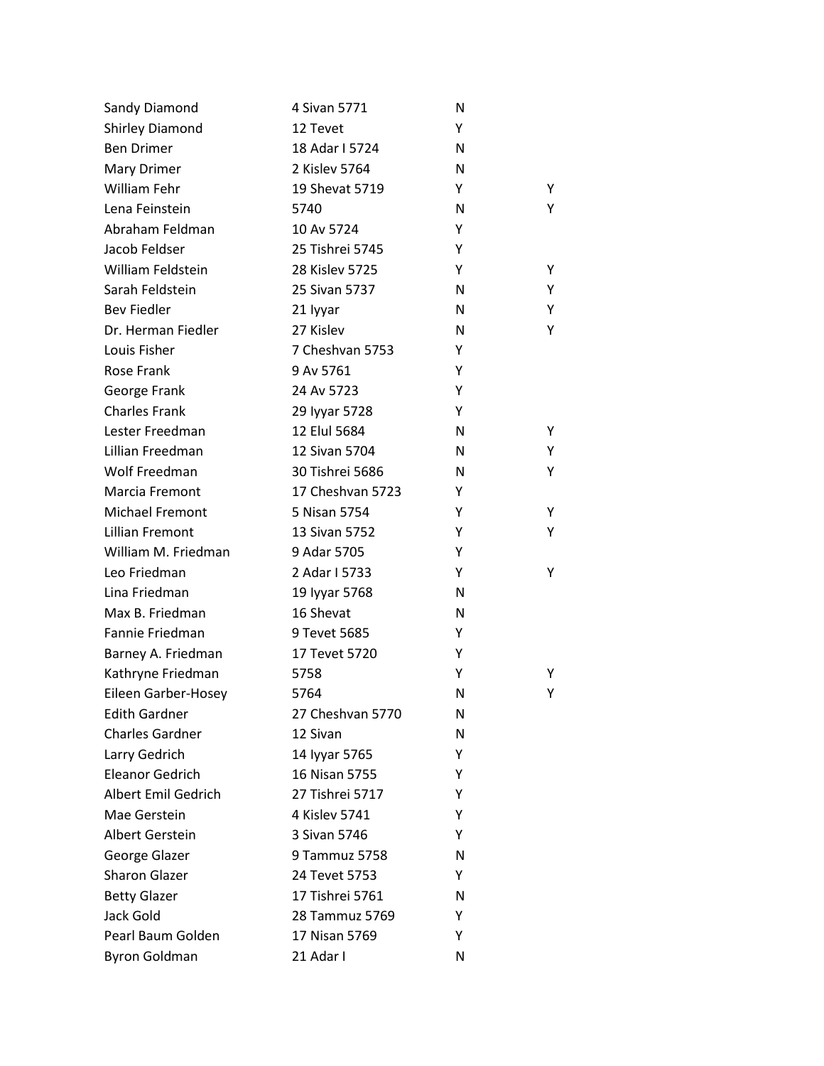| | | | |
|---|---|---|---|
| Sandy Diamond | 4 Sivan 5771 | N | |
| Shirley Diamond | 12 Tevet | Y | |
| Ben Drimer | 18 Adar I 5724 | N | |
| Mary Drimer | 2 Kislev 5764 | N | |
| William Fehr | 19 Shevat 5719 | Y | Y |
| Lena Feinstein | 5740 | N | Y |
| Abraham Feldman | 10 Av 5724 | Y | |
| Jacob Feldser | 25 Tishrei 5745 | Y | |
| William Feldstein | 28 Kislev 5725 | Y | Y |
| Sarah Feldstein | 25 Sivan 5737 | N | Y |
| Bev Fiedler | 21 Iyyar | N | Y |
| Dr. Herman Fiedler | 27 Kislev | N | Y |
| Louis Fisher | 7 Cheshvan 5753 | Y | |
| Rose Frank | 9 Av 5761 | Y | |
| George Frank | 24 Av 5723 | Y | |
| Charles Frank | 29 Iyyar 5728 | Y | |
| Lester Freedman | 12 Elul 5684 | N | Y |
| Lillian Freedman | 12 Sivan 5704 | N | Y |
| Wolf Freedman | 30 Tishrei 5686 | N | Y |
| Marcia Fremont | 17 Cheshvan 5723 | Y | |
| Michael Fremont | 5 Nisan 5754 | Y | Y |
| Lillian Fremont | 13 Sivan 5752 | Y | Y |
| William M. Friedman | 9 Adar 5705 | Y | |
| Leo Friedman | 2 Adar I 5733 | Y | Y |
| Lina Friedman | 19 Iyyar 5768 | N | |
| Max B. Friedman | 16 Shevat | N | |
| Fannie Friedman | 9 Tevet 5685 | Y | |
| Barney A. Friedman | 17 Tevet 5720 | Y | |
| Kathryne Friedman | 5758 | Y | Y |
| Eileen Garber-Hosey | 5764 | N | Y |
| Edith Gardner | 27 Cheshvan 5770 | N | |
| Charles Gardner | 12 Sivan | N | |
| Larry Gedrich | 14 Iyyar 5765 | Y | |
| Eleanor Gedrich | 16 Nisan 5755 | Y | |
| Albert Emil Gedrich | 27 Tishrei 5717 | Y | |
| Mae Gerstein | 4 Kislev 5741 | Y | |
| Albert Gerstein | 3 Sivan 5746 | Y | |
| George Glazer | 9 Tammuz 5758 | N | |
| Sharon Glazer | 24 Tevet 5753 | Y | |
| Betty Glazer | 17 Tishrei 5761 | N | |
| Jack Gold | 28 Tammuz 5769 | Y | |
| Pearl Baum Golden | 17 Nisan 5769 | Y | |
| Byron Goldman | 21 Adar I | N | |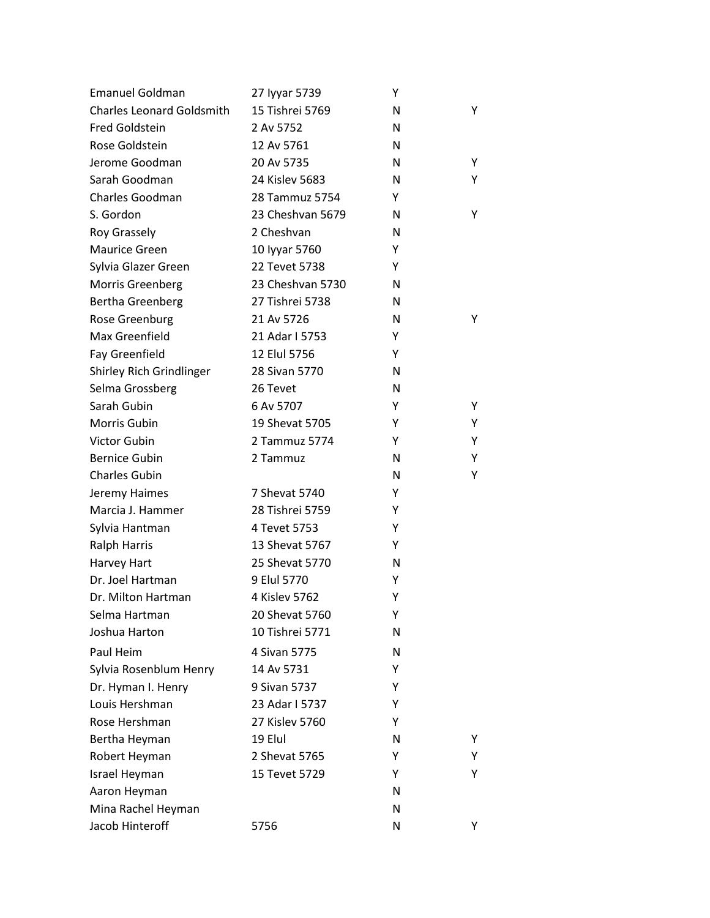| | | | |
|---|---|---|---|
| Emanuel Goldman | 27 Iyyar 5739 | Y | |
| Charles Leonard Goldsmith | 15 Tishrei 5769 | N | Y |
| Fred Goldstein | 2 Av 5752 | N | |
| Rose Goldstein | 12 Av 5761 | N | |
| Jerome Goodman | 20 Av 5735 | N | Y |
| Sarah Goodman | 24 Kislev 5683 | N | Y |
| Charles Goodman | 28 Tammuz 5754 | Y | |
| S. Gordon | 23 Cheshvan 5679 | N | Y |
| Roy Grassely | 2 Cheshvan | N | |
| Maurice Green | 10 Iyyar 5760 | Y | |
| Sylvia Glazer Green | 22 Tevet 5738 | Y | |
| Morris Greenberg | 23 Cheshvan 5730 | N | |
| Bertha Greenberg | 27 Tishrei 5738 | N | |
| Rose Greenburg | 21 Av 5726 | N | Y |
| Max Greenfield | 21 Adar I 5753 | Y | |
| Fay Greenfield | 12 Elul 5756 | Y | |
| Shirley Rich Grindlinger | 28 Sivan 5770 | N | |
| Selma Grossberg | 26 Tevet | N | |
| Sarah Gubin | 6 Av 5707 | Y | Y |
| Morris Gubin | 19 Shevat 5705 | Y | Y |
| Victor Gubin | 2 Tammuz 5774 | Y | Y |
| Bernice Gubin | 2 Tammuz | N | Y |
| Charles Gubin | | N | Y |
| Jeremy Haimes | 7 Shevat 5740 | Y | |
| Marcia J. Hammer | 28 Tishrei 5759 | Y | |
| Sylvia Hantman | 4 Tevet 5753 | Y | |
| Ralph Harris | 13 Shevat 5767 | Y | |
| Harvey Hart | 25 Shevat 5770 | N | |
| Dr. Joel Hartman | 9 Elul 5770 | Y | |
| Dr. Milton Hartman | 4 Kislev 5762 | Y | |
| Selma Hartman | 20 Shevat 5760 | Y | |
| Joshua Harton | 10 Tishrei 5771 | N | |
| Paul Heim | 4 Sivan 5775 | N | |
| Sylvia Rosenblum Henry | 14 Av 5731 | Y | |
| Dr. Hyman I. Henry | 9 Sivan 5737 | Y | |
| Louis Hershman | 23 Adar I 5737 | Y | |
| Rose Hershman | 27 Kislev 5760 | Y | |
| Bertha Heyman | 19 Elul | N | Y |
| Robert Heyman | 2 Shevat 5765 | Y | Y |
| Israel Heyman | 15 Tevet 5729 | Y | Y |
| Aaron Heyman | | N | |
| Mina Rachel Heyman | | N | |
| Jacob Hinteroff | 5756 | N | Y |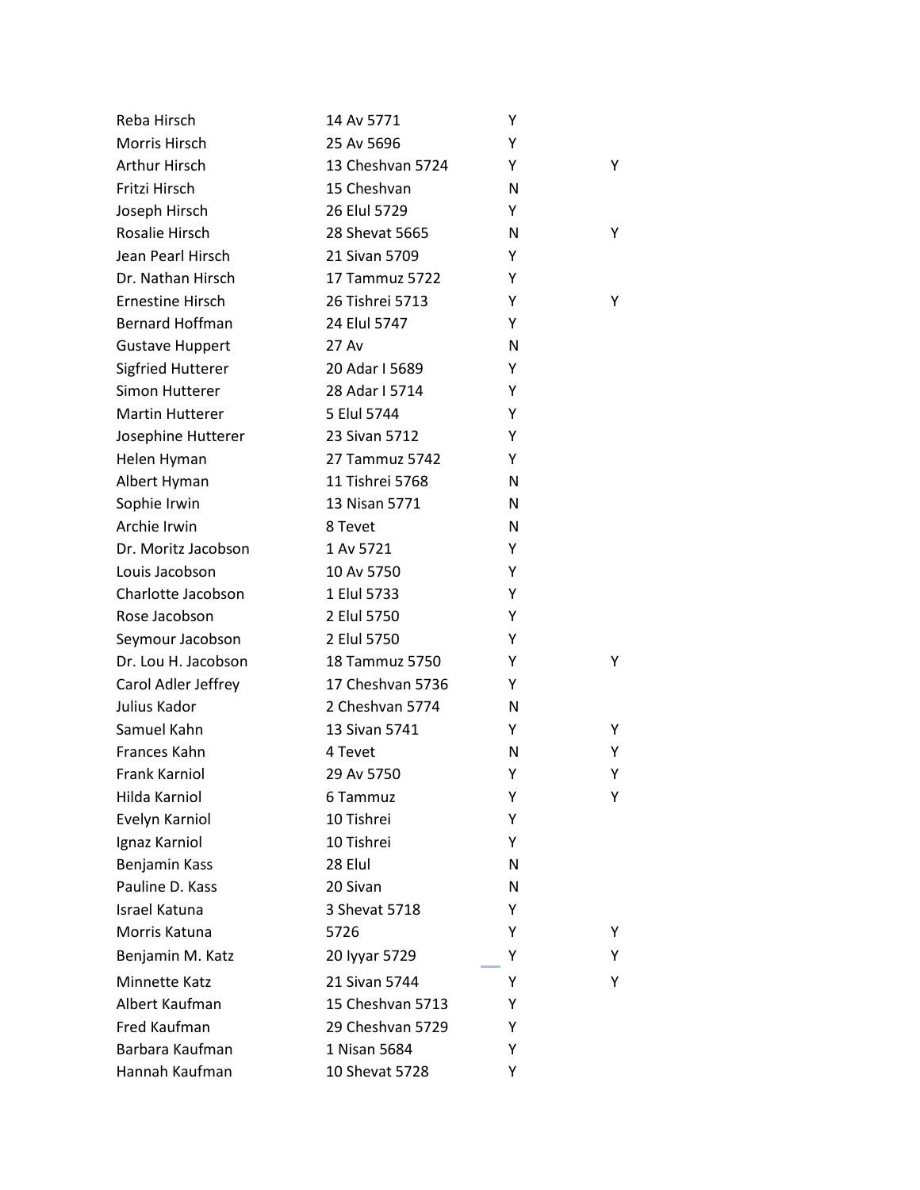| | | | |
|---|---|---|---|
| Reba Hirsch | 14 Av 5771 | Y | |
| Morris Hirsch | 25 Av 5696 | Y | |
| Arthur Hirsch | 13 Cheshvan 5724 | Y | Y |
| Fritzi Hirsch | 15 Cheshvan | N | |
| Joseph Hirsch | 26 Elul 5729 | Y | |
| Rosalie Hirsch | 28 Shevat 5665 | N | Y |
| Jean Pearl Hirsch | 21 Sivan 5709 | Y | |
| Dr. Nathan Hirsch | 17 Tammuz 5722 | Y | |
| Ernestine Hirsch | 26 Tishrei 5713 | Y | Y |
| Bernard Hoffman | 24 Elul 5747 | Y | |
| Gustave Huppert | 27 Av | N | |
| Sigfried Hutterer | 20 Adar I 5689 | Y | |
| Simon Hutterer | 28 Adar I 5714 | Y | |
| Martin Hutterer | 5 Elul 5744 | Y | |
| Josephine Hutterer | 23 Sivan 5712 | Y | |
| Helen Hyman | 27 Tammuz 5742 | Y | |
| Albert Hyman | 11 Tishrei 5768 | N | |
| Sophie Irwin | 13 Nisan 5771 | N | |
| Archie Irwin | 8 Tevet | N | |
| Dr. Moritz Jacobson | 1 Av 5721 | Y | |
| Louis Jacobson | 10 Av 5750 | Y | |
| Charlotte Jacobson | 1 Elul 5733 | Y | |
| Rose Jacobson | 2 Elul 5750 | Y | |
| Seymour Jacobson | 2 Elul 5750 | Y | |
| Dr. Lou H. Jacobson | 18 Tammuz 5750 | Y | Y |
| Carol Adler Jeffrey | 17 Cheshvan 5736 | Y | |
| Julius Kador | 2 Cheshvan 5774 | N | |
| Samuel Kahn | 13 Sivan 5741 | Y | Y |
| Frances Kahn | 4 Tevet | N | Y |
| Frank Karniol | 29 Av 5750 | Y | Y |
| Hilda Karniol | 6 Tammuz | Y | Y |
| Evelyn Karniol | 10 Tishrei | Y | |
| Ignaz Karniol | 10 Tishrei | Y | |
| Benjamin Kass | 28 Elul | N | |
| Pauline D. Kass | 20 Sivan | N | |
| Israel Katuna | 3 Shevat 5718 | Y | |
| Morris Katuna | 5726 | Y | Y |
| Benjamin M. Katz | 20 Iyyar 5729 | Y | Y |
| Minnette Katz | 21 Sivan 5744 | Y | Y |
| Albert Kaufman | 15 Cheshvan 5713 | Y | |
| Fred Kaufman | 29 Cheshvan 5729 | Y | |
| Barbara Kaufman | 1 Nisan 5684 | Y | |
| Hannah Kaufman | 10 Shevat 5728 | Y | |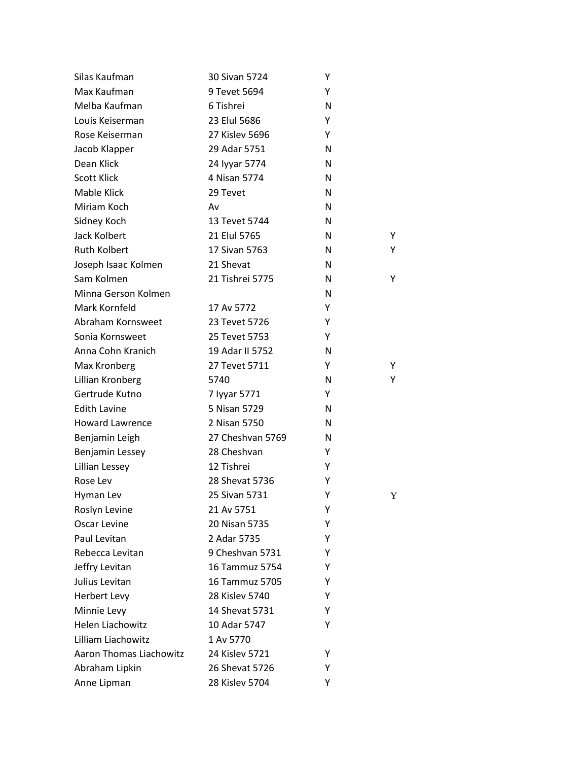| | | | |
|---|---|---|---|
| Silas Kaufman | 30 Sivan 5724 | Y | |
| Max Kaufman | 9 Tevet 5694 | Y | |
| Melba Kaufman | 6 Tishrei | N | |
| Louis Keiserman | 23 Elul 5686 | Y | |
| Rose Keiserman | 27 Kislev 5696 | Y | |
| Jacob Klapper | 29 Adar 5751 | N | |
| Dean Klick | 24 Iyyar 5774 | N | |
| Scott Klick | 4 Nisan 5774 | N | |
| Mable Klick | 29 Tevet | N | |
| Miriam Koch | Av | N | |
| Sidney Koch | 13 Tevet 5744 | N | |
| Jack Kolbert | 21 Elul 5765 | N | Y |
| Ruth Kolbert | 17 Sivan 5763 | N | Y |
| Joseph Isaac Kolmen | 21 Shevat | N | |
| Sam Kolmen | 21 Tishrei 5775 | N | Y |
| Minna Gerson Kolmen | | N | |
| Mark Kornfeld | 17 Av 5772 | Y | |
| Abraham Kornsweet | 23 Tevet 5726 | Y | |
| Sonia Kornsweet | 25 Tevet 5753 | Y | |
| Anna Cohn Kranich | 19 Adar II 5752 | N | |
| Max Kronberg | 27 Tevet 5711 | Y | Y |
| Lillian Kronberg | 5740 | N | Y |
| Gertrude Kutno | 7 Iyyar 5771 | Y | |
| Edith Lavine | 5 Nisan 5729 | N | |
| Howard Lawrence | 2 Nisan 5750 | N | |
| Benjamin Leigh | 27 Cheshvan 5769 | N | |
| Benjamin Lessey | 28 Cheshvan | Y | |
| Lillian Lessey | 12 Tishrei | Y | |
| Rose Lev | 28 Shevat 5736 | Y | |
| Hyman Lev | 25 Sivan 5731 | Y | Y |
| Roslyn Levine | 21 Av 5751 | Y | |
| Oscar Levine | 20 Nisan 5735 | Y | |
| Paul Levitan | 2 Adar 5735 | Y | |
| Rebecca Levitan | 9 Cheshvan 5731 | Y | |
| Jeffry Levitan | 16 Tammuz 5754 | Y | |
| Julius Levitan | 16 Tammuz 5705 | Y | |
| Herbert Levy | 28 Kislev 5740 | Y | |
| Minnie Levy | 14 Shevat 5731 | Y | |
| Helen Liachowitz | 10 Adar 5747 | Y | |
| Lilliam Liachowitz | 1 Av 5770 | | |
| Aaron Thomas Liachowitz | 24 Kislev 5721 | Y | |
| Abraham Lipkin | 26 Shevat 5726 | Y | |
| Anne Lipman | 28 Kislev 5704 | Y | |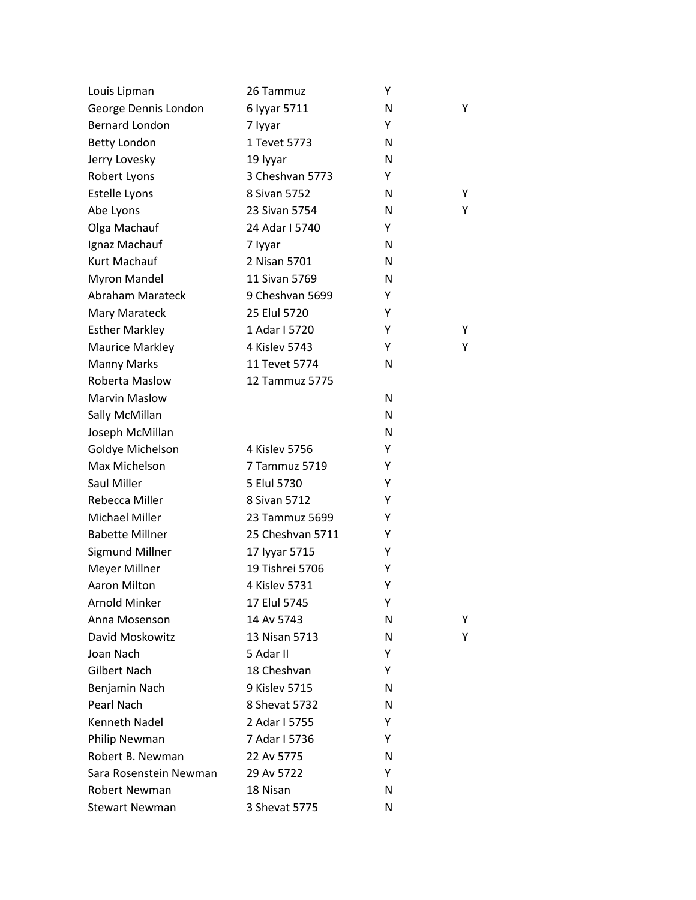| | | | |
|---|---|---|---|
| Louis Lipman | 26 Tammuz | Y | |
| George Dennis London | 6 Iyyar 5711 | N | Y |
| Bernard London | 7 Iyyar | Y | |
| Betty London | 1 Tevet 5773 | N | |
| Jerry Lovesky | 19 Iyyar | N | |
| Robert Lyons | 3 Cheshvan 5773 | Y | |
| Estelle Lyons | 8 Sivan 5752 | N | Y |
| Abe Lyons | 23 Sivan 5754 | N | Y |
| Olga Machauf | 24 Adar I 5740 | Y | |
| Ignaz Machauf | 7 Iyyar | N | |
| Kurt Machauf | 2 Nisan 5701 | N | |
| Myron Mandel | 11 Sivan 5769 | N | |
| Abraham Marateck | 9 Cheshvan 5699 | Y | |
| Mary Marateck | 25 Elul 5720 | Y | |
| Esther Markley | 1 Adar I 5720 | Y | Y |
| Maurice Markley | 4 Kislev 5743 | Y | Y |
| Manny Marks | 11 Tevet 5774 | N | |
| Roberta Maslow | 12 Tammuz 5775 | | |
| Marvin Maslow | | N | |
| Sally McMillan | | N | |
| Joseph McMillan | | N | |
| Goldye Michelson | 4 Kislev 5756 | Y | |
| Max Michelson | 7 Tammuz 5719 | Y | |
| Saul Miller | 5 Elul 5730 | Y | |
| Rebecca Miller | 8 Sivan 5712 | Y | |
| Michael Miller | 23 Tammuz 5699 | Y | |
| Babette Millner | 25 Cheshvan 5711 | Y | |
| Sigmund Millner | 17 Iyyar 5715 | Y | |
| Meyer Millner | 19 Tishrei 5706 | Y | |
| Aaron Milton | 4 Kislev 5731 | Y | |
| Arnold Minker | 17 Elul 5745 | Y | |
| Anna Mosenson | 14 Av 5743 | N | Y |
| David Moskowitz | 13 Nisan 5713 | N | Y |
| Joan Nach | 5 Adar II | Y | |
| Gilbert Nach | 18 Cheshvan | Y | |
| Benjamin Nach | 9 Kislev 5715 | N | |
| Pearl Nach | 8 Shevat 5732 | N | |
| Kenneth Nadel | 2 Adar I 5755 | Y | |
| Philip Newman | 7 Adar I 5736 | Y | |
| Robert B. Newman | 22 Av 5775 | N | |
| Sara Rosenstein Newman | 29 Av 5722 | Y | |
| Robert Newman | 18 Nisan | N | |
| Stewart Newman | 3 Shevat 5775 | N | |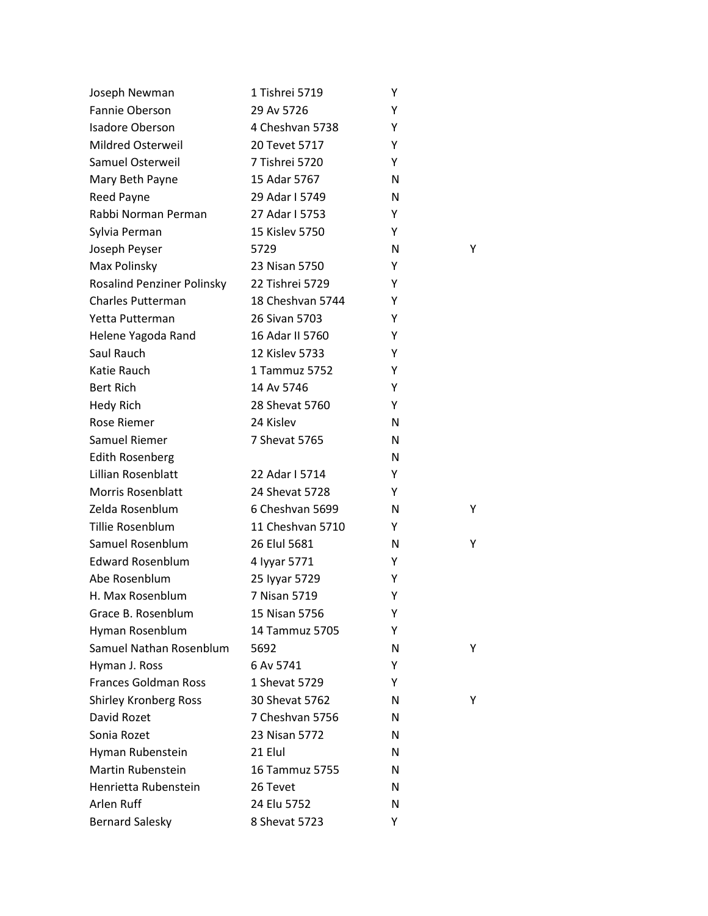| | | | |
|---|---|---|---|
| Joseph Newman | 1 Tishrei 5719 | Y | |
| Fannie Oberson | 29 Av 5726 | Y | |
| Isadore Oberson | 4 Cheshvan 5738 | Y | |
| Mildred Osterweil | 20 Tevet 5717 | Y | |
| Samuel Osterweil | 7 Tishrei 5720 | Y | |
| Mary Beth Payne | 15 Adar 5767 | N | |
| Reed Payne | 29 Adar I 5749 | N | |
| Rabbi Norman Perman | 27 Adar I 5753 | Y | |
| Sylvia Perman | 15 Kislev 5750 | Y | |
| Joseph Peyser | 5729 | N | Y |
| Max Polinsky | 23 Nisan 5750 | Y | |
| Rosalind Penziner Polinsky | 22 Tishrei 5729 | Y | |
| Charles Putterman | 18 Cheshvan 5744 | Y | |
| Yetta Putterman | 26 Sivan 5703 | Y | |
| Helene Yagoda Rand | 16 Adar II 5760 | Y | |
| Saul Rauch | 12 Kislev 5733 | Y | |
| Katie Rauch | 1 Tammuz 5752 | Y | |
| Bert Rich | 14 Av 5746 | Y | |
| Hedy Rich | 28 Shevat 5760 | Y | |
| Rose Riemer | 24 Kislev | N | |
| Samuel Riemer | 7 Shevat 5765 | N | |
| Edith Rosenberg | | N | |
| Lillian Rosenblatt | 22 Adar I 5714 | Y | |
| Morris Rosenblatt | 24 Shevat 5728 | Y | |
| Zelda Rosenblum | 6 Cheshvan 5699 | N | Y |
| Tillie Rosenblum | 11 Cheshvan 5710 | Y | |
| Samuel Rosenblum | 26 Elul 5681 | N | Y |
| Edward Rosenblum | 4 Iyyar 5771 | Y | |
| Abe Rosenblum | 25 Iyyar 5729 | Y | |
| H. Max Rosenblum | 7 Nisan 5719 | Y | |
| Grace B. Rosenblum | 15 Nisan 5756 | Y | |
| Hyman Rosenblum | 14 Tammuz 5705 | Y | |
| Samuel Nathan Rosenblum | 5692 | N | Y |
| Hyman J. Ross | 6 Av 5741 | Y | |
| Frances Goldman Ross | 1 Shevat 5729 | Y | |
| Shirley Kronberg Ross | 30 Shevat 5762 | N | Y |
| David Rozet | 7 Cheshvan 5756 | N | |
| Sonia Rozet | 23 Nisan 5772 | N | |
| Hyman Rubenstein | 21 Elul | N | |
| Martin Rubenstein | 16 Tammuz 5755 | N | |
| Henrietta Rubenstein | 26 Tevet | N | |
| Arlen Ruff | 24 Elu 5752 | N | |
| Bernard Salesky | 8 Shevat 5723 | Y | |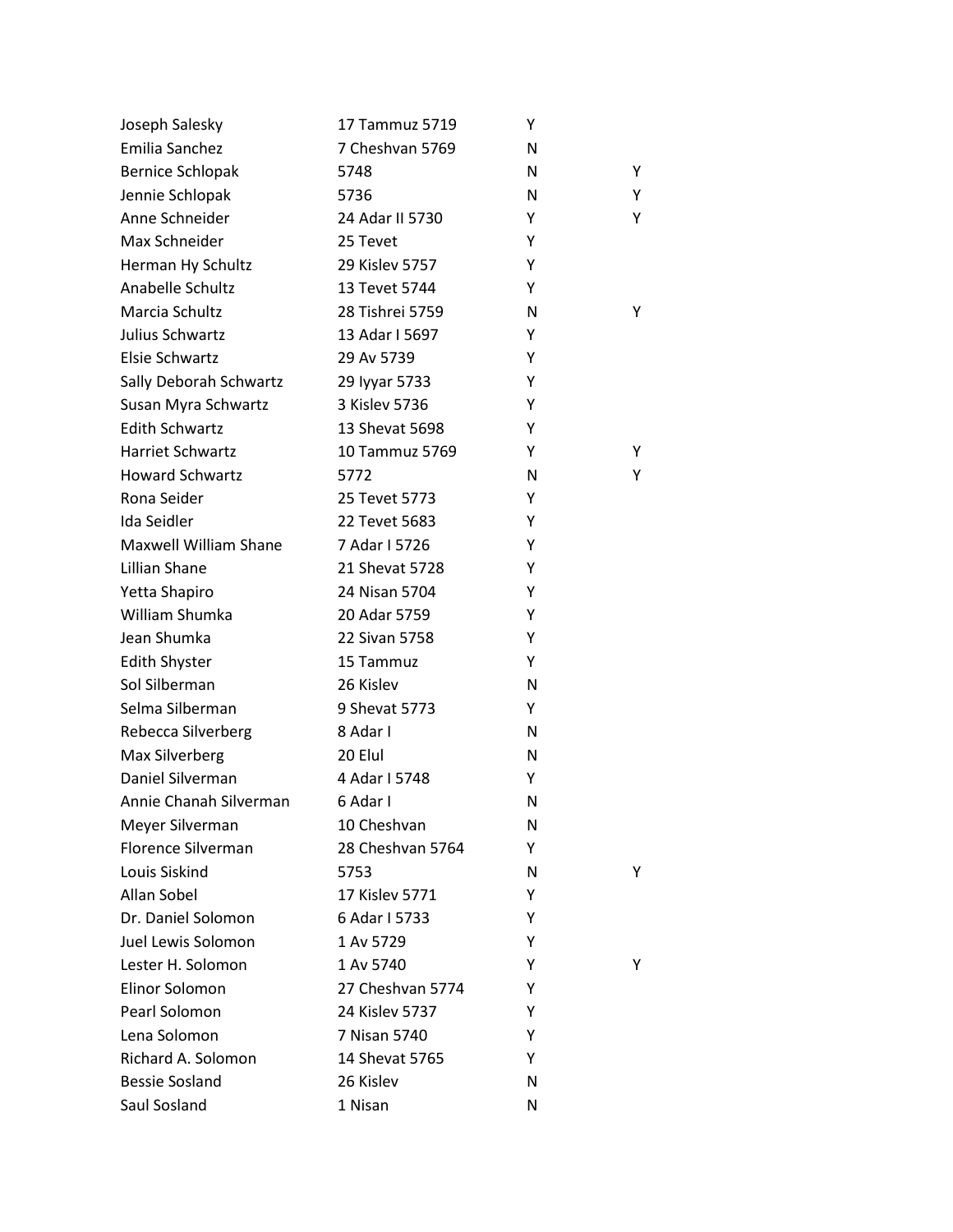| | | | |
|---|---|---|---|
| Joseph Salesky | 17 Tammuz 5719 | Y | |
| Emilia Sanchez | 7 Cheshvan 5769 | N | |
| Bernice Schlopak | 5748 | N | Y |
| Jennie Schlopak | 5736 | N | Y |
| Anne Schneider | 24 Adar II 5730 | Y | Y |
| Max Schneider | 25 Tevet | Y | |
| Herman Hy Schultz | 29 Kislev 5757 | Y | |
| Anabelle Schultz | 13 Tevet 5744 | Y | |
| Marcia Schultz | 28 Tishrei 5759 | N | Y |
| Julius Schwartz | 13 Adar I 5697 | Y | |
| Elsie Schwartz | 29 Av 5739 | Y | |
| Sally Deborah Schwartz | 29 Iyyar 5733 | Y | |
| Susan Myra Schwartz | 3 Kislev 5736 | Y | |
| Edith Schwartz | 13 Shevat 5698 | Y | |
| Harriet Schwartz | 10 Tammuz 5769 | Y | Y |
| Howard Schwartz | 5772 | N | Y |
| Rona Seider | 25 Tevet 5773 | Y | |
| Ida Seidler | 22 Tevet 5683 | Y | |
| Maxwell William Shane | 7 Adar I 5726 | Y | |
| Lillian Shane | 21 Shevat 5728 | Y | |
| Yetta Shapiro | 24 Nisan 5704 | Y | |
| William Shumka | 20 Adar 5759 | Y | |
| Jean Shumka | 22 Sivan 5758 | Y | |
| Edith Shyster | 15 Tammuz | Y | |
| Sol Silberman | 26 Kislev | N | |
| Selma Silberman | 9 Shevat 5773 | Y | |
| Rebecca Silverberg | 8 Adar I | N | |
| Max Silverberg | 20 Elul | N | |
| Daniel Silverman | 4 Adar I 5748 | Y | |
| Annie Chanah Silverman | 6 Adar I | N | |
| Meyer Silverman | 10 Cheshvan | N | |
| Florence Silverman | 28 Cheshvan 5764 | Y | |
| Louis Siskind | 5753 | N | Y |
| Allan Sobel | 17 Kislev 5771 | Y | |
| Dr. Daniel Solomon | 6 Adar I 5733 | Y | |
| Juel Lewis Solomon | 1 Av 5729 | Y | |
| Lester H. Solomon | 1 Av 5740 | Y | Y |
| Elinor Solomon | 27 Cheshvan 5774 | Y | |
| Pearl Solomon | 24 Kislev 5737 | Y | |
| Lena Solomon | 7 Nisan 5740 | Y | |
| Richard A. Solomon | 14 Shevat 5765 | Y | |
| Bessie Sosland | 26 Kislev | N | |
| Saul Sosland | 1 Nisan | N | |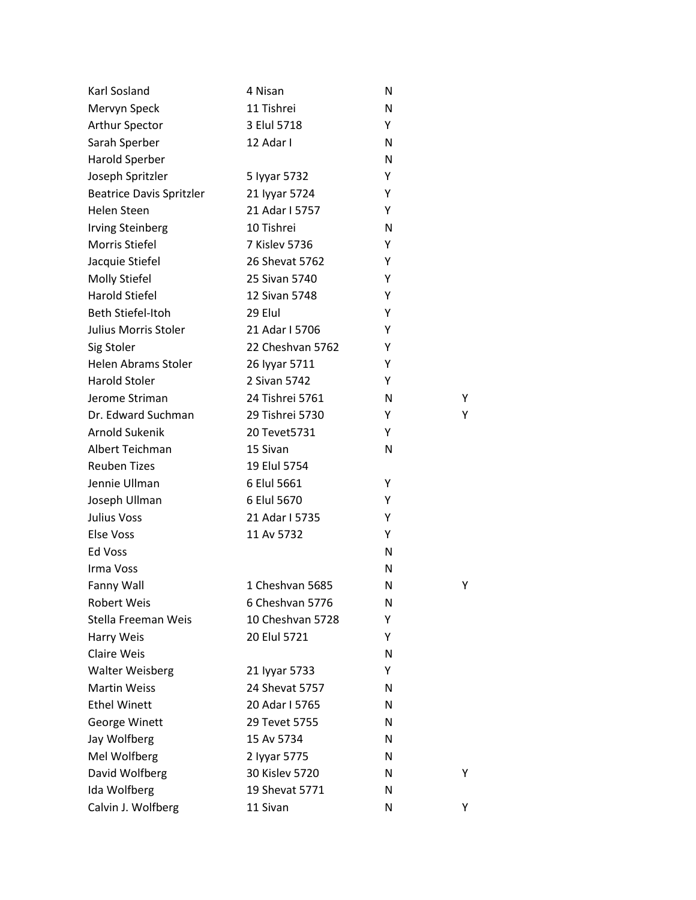| | | | |
|---|---|---|---|
| Karl Sosland | 4 Nisan | N | |
| Mervyn Speck | 11 Tishrei | N | |
| Arthur Spector | 3 Elul 5718 | Y | |
| Sarah Sperber | 12 Adar I | N | |
| Harold Sperber | | N | |
| Joseph Spritzler | 5 Iyyar 5732 | Y | |
| Beatrice Davis Spritzler | 21 Iyyar 5724 | Y | |
| Helen Steen | 21 Adar I 5757 | Y | |
| Irving Steinberg | 10 Tishrei | N | |
| Morris Stiefel | 7 Kislev 5736 | Y | |
| Jacquie Stiefel | 26 Shevat 5762 | Y | |
| Molly Stiefel | 25 Sivan 5740 | Y | |
| Harold Stiefel | 12 Sivan 5748 | Y | |
| Beth Stiefel-Itoh | 29 Elul | Y | |
| Julius Morris Stoler | 21 Adar I 5706 | Y | |
| Sig Stoler | 22 Cheshvan 5762 | Y | |
| Helen Abrams Stoler | 26 Iyyar 5711 | Y | |
| Harold Stoler | 2 Sivan 5742 | Y | |
| Jerome Striman | 24 Tishrei 5761 | N | Y |
| Dr. Edward Suchman | 29 Tishrei 5730 | Y | Y |
| Arnold Sukenik | 20 Tevet5731 | Y | |
| Albert Teichman | 15 Sivan | N | |
| Reuben Tizes | 19 Elul 5754 | | |
| Jennie Ullman | 6 Elul 5661 | Y | |
| Joseph Ullman | 6 Elul 5670 | Y | |
| Julius Voss | 21 Adar I 5735 | Y | |
| Else Voss | 11 Av 5732 | Y | |
| Ed Voss | | N | |
| Irma Voss | | N | |
| Fanny Wall | 1 Cheshvan 5685 | N | Y |
| Robert Weis | 6 Cheshvan 5776 | N | |
| Stella Freeman Weis | 10 Cheshvan 5728 | Y | |
| Harry Weis | 20 Elul 5721 | Y | |
| Claire Weis | | N | |
| Walter Weisberg | 21 Iyyar 5733 | Y | |
| Martin Weiss | 24 Shevat 5757 | N | |
| Ethel Winett | 20 Adar I 5765 | N | |
| George Winett | 29 Tevet 5755 | N | |
| Jay Wolfberg | 15 Av 5734 | N | |
| Mel Wolfberg | 2 Iyyar 5775 | N | |
| David Wolfberg | 30 Kislev 5720 | N | Y |
| Ida Wolfberg | 19 Shevat 5771 | N | |
| Calvin J. Wolfberg | 11 Sivan | N | Y |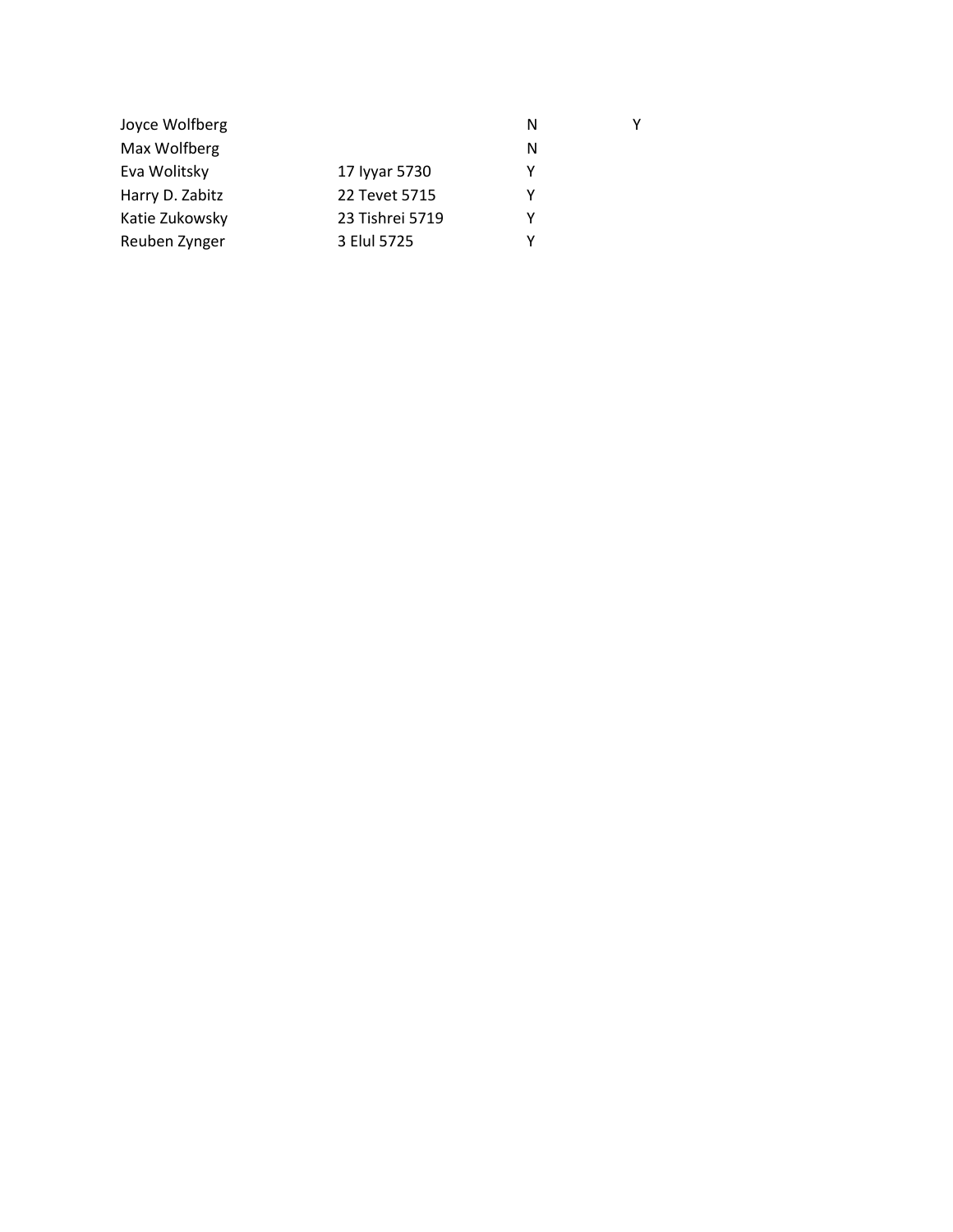| | | | |
|---|---|---|---|
| Joyce Wolfberg | | N | Y |
| Max Wolfberg | | N | |
| Eva Wolitsky | 17 Iyyar 5730 | Y | |
| Harry D. Zabitz | 22 Tevet 5715 | Y | |
| Katie Zukowsky | 23 Tishrei 5719 | Y | |
| Reuben Zynger | 3 Elul 5725 | Y | |